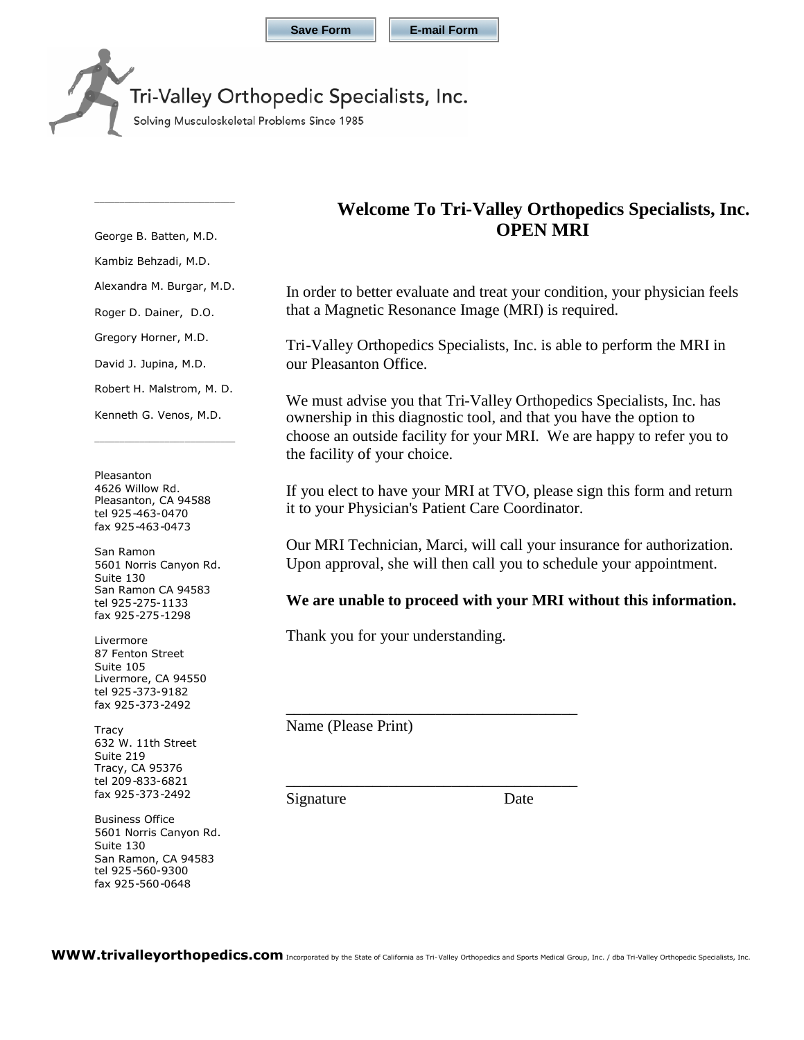Save Form | E-mail Form

Tri-Valley Orthopedic Specialists, Inc.

Solving Musculoskeletal Problems Since 1985

George B. Batten, M.D.

Kambiz Behzadi, M.D.

Alexandra M. Burgar, M.D.

Roger D. Dainer, D.O.

Gregory Horner, M.D.

David J. Jupina, M.D.

Robert H. Malstrom, M. D.

Kenneth G. Venos, M.D.

Pleasanton
4626 Willow Rd.
Pleasanton, CA 94588
tel 925-463-0470
fax 925-463-0473

San Ramon
5601 Norris Canyon Rd.
Suite 130
San Ramon CA 94583
tel 925-275-1133
fax 925-275-1298

Livermore
87 Fenton Street
Suite 105
Livermore, CA 94550
tel 925-373-9182
fax 925-373-2492

Tracy
632 W. 11th Street
Suite 219
Tracy, CA 95376
tel 209-833-6821
fax 925-373-2492

Business Office
5601 Norris Canyon Rd.
Suite 130
San Ramon, CA 94583
tel 925-560-9300
fax 925-560-0648

# Welcome To Tri-Valley Orthopedics Specialists, Inc. OPEN MRI

In order to better evaluate and treat your condition, your physician feels that a Magnetic Resonance Image (MRI) is required.

Tri-Valley Orthopedics Specialists, Inc. is able to perform the MRI in our Pleasanton Office.

We must advise you that Tri-Valley Orthopedics Specialists, Inc. has ownership in this diagnostic tool, and that you have the option to choose an outside facility for your MRI. We are happy to refer you to the facility of your choice.

If you elect to have your MRI at TVO, please sign this form and return it to your Physician's Patient Care Coordinator.

Our MRI Technician, Marci, will call your insurance for authorization. Upon approval, she will then call you to schedule your appointment.

**We are unable to proceed with your MRI without this information.**

Thank you for your understanding.

_____________________________________
Name (Please Print)

_____________________________________
Signature Date

**WWW.trivalleyorthopedics.com** Incorporated by the State of California as Tri-Valley Orthopedics and Sports Medical Group, Inc. / dba Tri-Valley Orthopedic Specialists, Inc.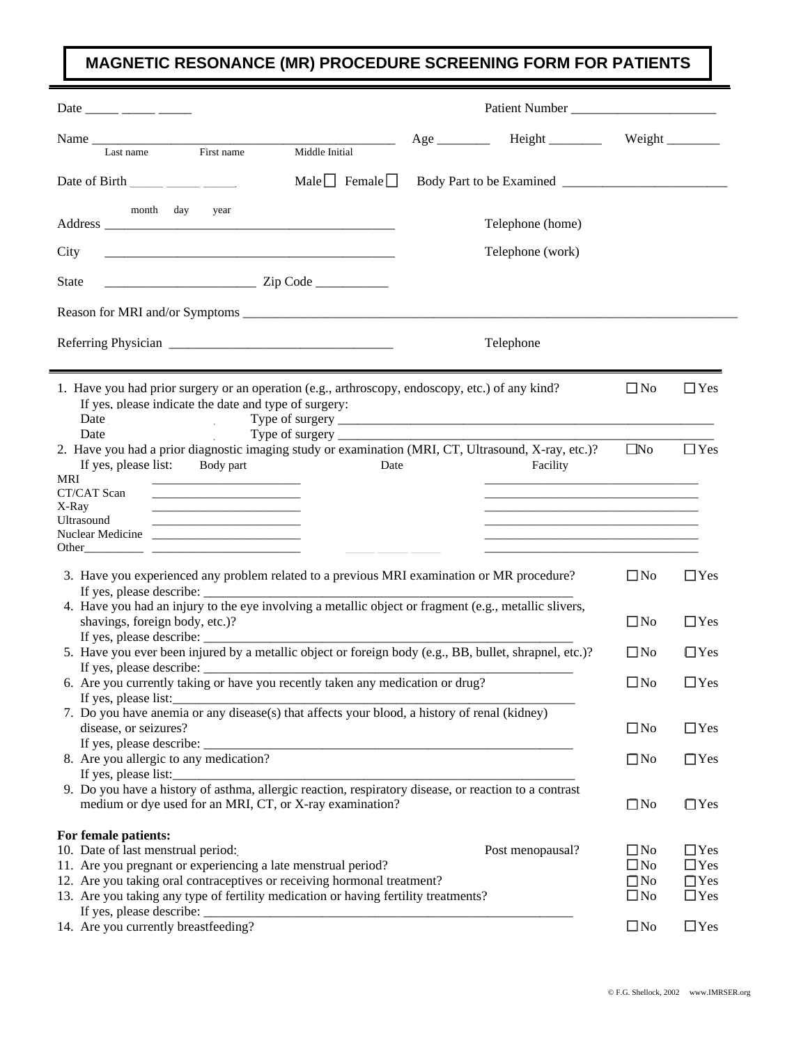# MAGNETIC RESONANCE (MR) PROCEDURE SCREENING FORM FOR PATIENTS

Date _____ _____ _____ Patient Number ______________________

Name _____________________________________________ Age ________ Height ________ Weight ________
Last name First name Middle Initial

Date of Birth _____ _____ _____ Male ☐ Female ☐ Body Part to be Examined _________________________
month day year

Address _____________________________________________ Telephone (home)

City _____________________________________________ Telephone (work)

State _______________________ Zip Code ___________

Reason for MRI and/or Symptoms _____________________________________________________________________________

Referring Physician __________________________________ Telephone

---

1. Have you had prior surgery or an operation (e.g., arthroscopy, endoscopy, etc.) of any kind? ☐ No ☐ Yes
   If yes, please indicate the date and type of surgery:
   Date Type of surgery ____________________________________________________________
   Date Type of surgery ____________________________________________________________
2. Have you had a prior diagnostic imaging study or examination (MRI, CT, Ultrasound, X-ray, etc.)? ☐ No ☐ Yes
   If yes, please list:

| | Body part | Date | Facility |
|---|---|---|---|
| MRI | ________________________ | | ________________________ |
| CT/CAT Scan | ________________________ | | ________________________ |
| X-Ray | ________________________ | | ________________________ |
| Ultrasound | ________________________ | | ________________________ |
| Nuclear Medicine | ________________________ | | ________________________ |
| Other_________ | ________________________ | _____ _____ _____ | ________________________ |

3. Have you experienced any problem related to a previous MRI examination or MR procedure? ☐ No ☐ Yes
   If yes, please describe: ___________________________________________________________
4. Have you had an injury to the eye involving a metallic object or fragment (e.g., metallic slivers, shavings, foreign body, etc.)? ☐ No ☐ Yes
   If yes, please describe: ___________________________________________________________
5. Have you ever been injured by a metallic object or foreign body (e.g., BB, bullet, shrapnel, etc.)? ☐ No ☐ Yes
   If yes, please describe: ___________________________________________________________
6. Are you currently taking or have you recently taken any medication or drug? ☐ No ☐ Yes
   If yes, please list:_______________________________________________________________
7. Do you have anemia or any disease(s) that affects your blood, a history of renal (kidney) disease, or seizures? ☐ No ☐ Yes
   If yes, please describe: ___________________________________________________________
8. Are you allergic to any medication? ☐ No ☐ Yes
   If yes, please list:_______________________________________________________________
9. Do you have a history of asthma, allergic reaction, respiratory disease, or reaction to a contrast medium or dye used for an MRI, CT, or X-ray examination? ☐ No ☐ Yes

**For female patients:**

10. Date of last menstrual period: Post menopausal? ☐ No ☐ Yes
11. Are you pregnant or experiencing a late menstrual period? ☐ No ☐ Yes
12. Are you taking oral contraceptives or receiving hormonal treatment? ☐ No ☐ Yes
13. Are you taking any type of fertility medication or having fertility treatments? ☐ No ☐ Yes
    If yes, please describe: ___________________________________________________________
14. Are you currently breastfeeding? ☐ No ☐ Yes

© F.G. Shellock, 2002 www.IMRSER.org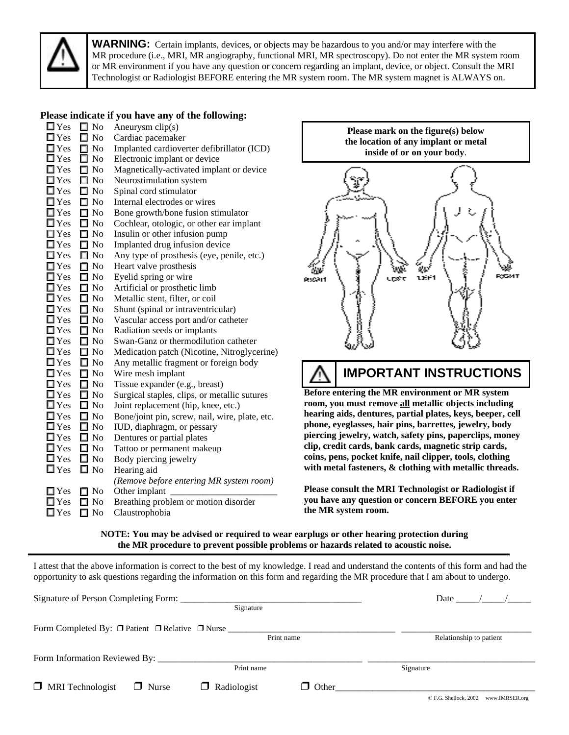**WARNING:** Certain implants, devices, or objects may be hazardous to you and/or may interfere with the MR procedure (i.e., MRI, MR angiography, functional MRI, MR spectroscopy). Do not enter the MR system room or MR environment if you have any question or concern regarding an implant, device, or object. Consult the MRI Technologist or Radiologist BEFORE entering the MR system room. The MR system magnet is ALWAYS on.

**Please indicate if you have any of the following:**

- ☐ Yes ☐ No Aneurysm clip(s)
- ☐ Yes ☐ No Cardiac pacemaker
- ☐ Yes ☐ No Implanted cardioverter defibrillator (ICD)
- ☐ Yes ☐ No Electronic implant or device
- ☐ Yes ☐ No Magnetically-activated implant or device
- ☐ Yes ☐ No Neurostimulation system
- ☐ Yes ☐ No Spinal cord stimulator
- ☐ Yes ☐ No Internal electrodes or wires
- ☐ Yes ☐ No Bone growth/bone fusion stimulator
- ☐ Yes ☐ No Cochlear, otologic, or other ear implant
- ☐ Yes ☐ No Insulin or other infusion pump
- ☐ Yes ☐ No Implanted drug infusion device
- ☐ Yes ☐ No Any type of prosthesis (eye, penile, etc.)
- ☐ Yes ☐ No Heart valve prosthesis
- ☐ Yes ☐ No Eyelid spring or wire
- ☐ Yes ☐ No Artificial or prosthetic limb
- ☐ Yes ☐ No Metallic stent, filter, or coil
- ☐ Yes ☐ No Shunt (spinal or intraventricular)
- ☐ Yes ☐ No Vascular access port and/or catheter
- ☐ Yes ☐ No Radiation seeds or implants
- ☐ Yes ☐ No Swan-Ganz or thermodilution catheter
- ☐ Yes ☐ No Medication patch (Nicotine, Nitroglycerine)
- ☐ Yes ☐ No Any metallic fragment or foreign body
- ☐ Yes ☐ No Wire mesh implant
- ☐ Yes ☐ No Tissue expander (e.g., breast)
- ☐ Yes ☐ No Surgical staples, clips, or metallic sutures
- ☐ Yes ☐ No Joint replacement (hip, knee, etc.)
- ☐ Yes ☐ No Bone/joint pin, screw, nail, wire, plate, etc.
- ☐ Yes ☐ No IUD, diaphragm, or pessary
- ☐ Yes ☐ No Dentures or partial plates
- ☐ Yes ☐ No Tattoo or permanent makeup
- ☐ Yes ☐ No Body piercing jewelry
- ☐ Yes ☐ No Hearing aid
  *(Remove before entering MR system room)*
- ☐ Yes ☐ No Other implant ______________________
- ☐ Yes ☐ No Breathing problem or motion disorder
- ☐ Yes ☐ No Claustrophobia

**Please mark on the figure(s) below the location of any implant or metal inside of or on your body**.

RIGHT LEFT LEFT RIGHT

## IMPORTANT INSTRUCTIONS

**Before entering the MR environment or MR system room, you must remove all metallic objects including hearing aids, dentures, partial plates, keys, beeper, cell phone, eyeglasses, hair pins, barrettes, jewelry, body piercing jewelry, watch, safety pins, paperclips, money clip, credit cards, bank cards, magnetic strip cards, coins, pens, pocket knife, nail clipper, tools, clothing with metal fasteners, & clothing with metallic threads.**

**Please consult the MRI Technologist or Radiologist if you have any question or concern BEFORE you enter the MR system room.**

**NOTE: You may be advised or required to wear earplugs or other hearing protection during the MR procedure to prevent possible problems or hazards related to acoustic noise.**

---

I attest that the above information is correct to the best of my knowledge. I read and understand the contents of this form and had the opportunity to ask questions regarding the information on this form and regarding the MR procedure that I am about to undergo.

Signature of Person Completing Form: _______________________________________ Date _____/_____/_____
Signature

Form Completed By: ☐ Patient ☐ Relative ☐ Nurse ____________________________________ ____________________________
Print name Relationship to patient

Form Information Reviewed By: _____________________________________________ ____________________________________
Print name Signature

☐ MRI Technologist ☐ Nurse ☐ Radiologist ☐ Other_____________________________________________

© F.G. Shellock, 2002 www.IMRSER.org